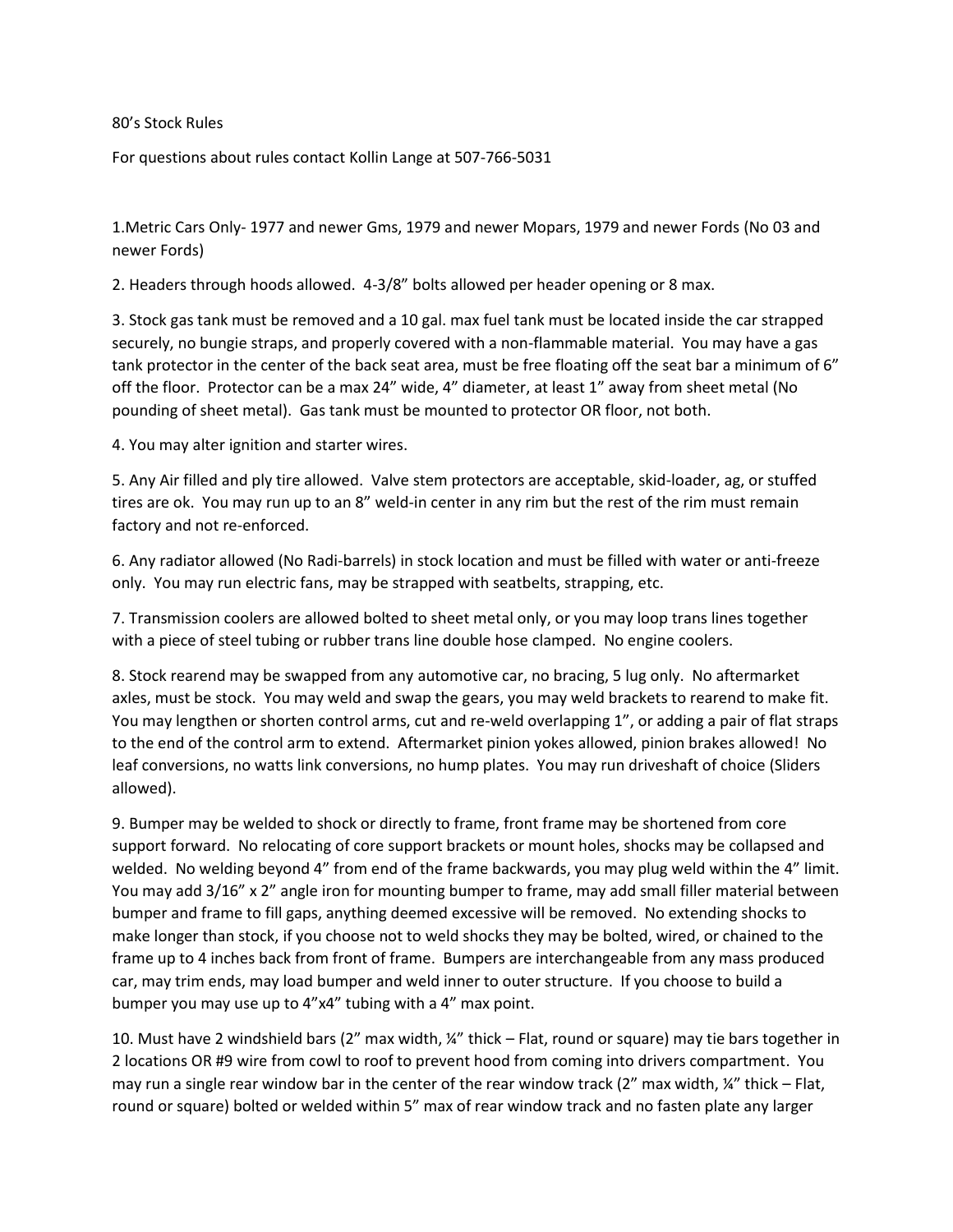80's Stock Rules

For questions about rules contact Kollin Lange at 507-766-5031

1.Metric Cars Only- 1977 and newer Gms, 1979 and newer Mopars, 1979 and newer Fords (No 03 and newer Fords)

2. Headers through hoods allowed. 4-3/8" bolts allowed per header opening or 8 max.

3. Stock gas tank must be removed and a 10 gal. max fuel tank must be located inside the car strapped securely, no bungie straps, and properly covered with a non-flammable material. You may have a gas tank protector in the center of the back seat area, must be free floating off the seat bar a minimum of 6" off the floor. Protector can be a max 24" wide, 4" diameter, at least 1" away from sheet metal (No pounding of sheet metal). Gas tank must be mounted to protector OR floor, not both.

4. You may alter ignition and starter wires.

5. Any Air filled and ply tire allowed. Valve stem protectors are acceptable, skid-loader, ag, or stuffed tires are ok. You may run up to an 8" weld-in center in any rim but the rest of the rim must remain factory and not re-enforced.

6. Any radiator allowed (No Radi-barrels) in stock location and must be filled with water or anti-freeze only. You may run electric fans, may be strapped with seatbelts, strapping, etc.

7. Transmission coolers are allowed bolted to sheet metal only, or you may loop trans lines together with a piece of steel tubing or rubber trans line double hose clamped. No engine coolers.

8. Stock rearend may be swapped from any automotive car, no bracing, 5 lug only. No aftermarket axles, must be stock. You may weld and swap the gears, you may weld brackets to rearend to make fit. You may lengthen or shorten control arms, cut and re-weld overlapping 1", or adding a pair of flat straps to the end of the control arm to extend. Aftermarket pinion yokes allowed, pinion brakes allowed! No leaf conversions, no watts link conversions, no hump plates. You may run driveshaft of choice (Sliders allowed).

9. Bumper may be welded to shock or directly to frame, front frame may be shortened from core support forward. No relocating of core support brackets or mount holes, shocks may be collapsed and welded. No welding beyond 4" from end of the frame backwards, you may plug weld within the 4" limit. You may add 3/16" x 2" angle iron for mounting bumper to frame, may add small filler material between bumper and frame to fill gaps, anything deemed excessive will be removed. No extending shocks to make longer than stock, if you choose not to weld shocks they may be bolted, wired, or chained to the frame up to 4 inches back from front of frame. Bumpers are interchangeable from any mass produced car, may trim ends, may load bumper and weld inner to outer structure. If you choose to build a bumper you may use up to 4"x4" tubing with a 4" max point.

10. Must have 2 windshield bars (2" max width, ¼" thick – Flat, round or square) may tie bars together in 2 locations OR #9 wire from cowl to roof to prevent hood from coming into drivers compartment. You may run a single rear window bar in the center of the rear window track (2" max width, ¼" thick – Flat, round or square) bolted or welded within 5" max of rear window track and no fasten plate any larger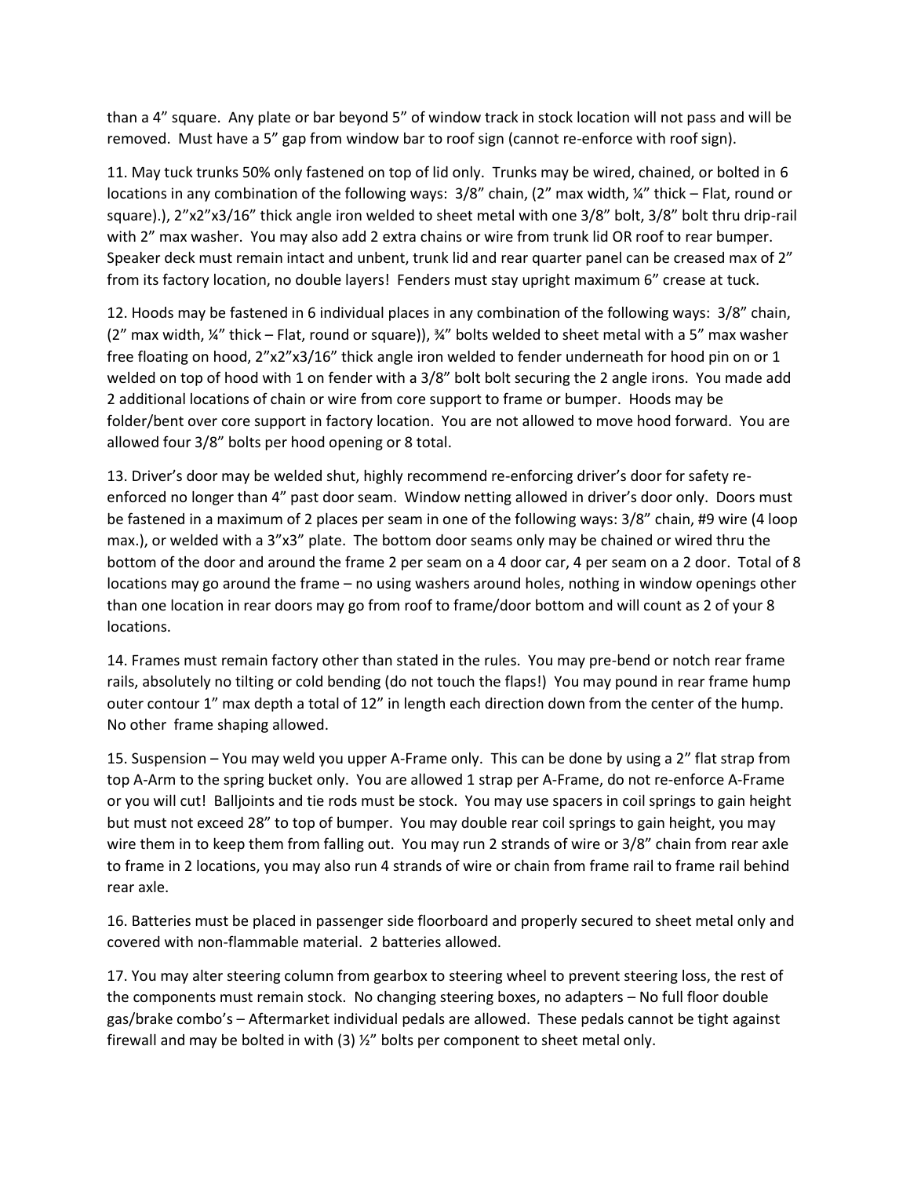than a 4" square. Any plate or bar beyond 5" of window track in stock location will not pass and will be removed. Must have a 5" gap from window bar to roof sign (cannot re-enforce with roof sign).

11. May tuck trunks 50% only fastened on top of lid only. Trunks may be wired, chained, or bolted in 6 locations in any combination of the following ways: 3/8" chain, (2" max width, ¼" thick – Flat, round or square).), 2"x2"x3/16" thick angle iron welded to sheet metal with one 3/8" bolt, 3/8" bolt thru drip-rail with 2" max washer. You may also add 2 extra chains or wire from trunk lid OR roof to rear bumper. Speaker deck must remain intact and unbent, trunk lid and rear quarter panel can be creased max of 2" from its factory location, no double layers! Fenders must stay upright maximum 6" crease at tuck.

12. Hoods may be fastened in 6 individual places in any combination of the following ways: 3/8" chain, (2" max width, ¼" thick – Flat, round or square)), ¾" bolts welded to sheet metal with a 5" max washer free floating on hood, 2"x2"x3/16" thick angle iron welded to fender underneath for hood pin on or 1 welded on top of hood with 1 on fender with a 3/8" bolt bolt securing the 2 angle irons. You made add 2 additional locations of chain or wire from core support to frame or bumper. Hoods may be folder/bent over core support in factory location. You are not allowed to move hood forward. You are allowed four 3/8" bolts per hood opening or 8 total.

13. Driver's door may be welded shut, highly recommend re-enforcing driver's door for safety re-enforced no longer than 4" past door seam. Window netting allowed in driver's door only. Doors must be fastened in a maximum of 2 places per seam in one of the following ways: 3/8" chain, #9 wire (4 loop max.), or welded with a 3"x3" plate. The bottom door seams only may be chained or wired thru the bottom of the door and around the frame 2 per seam on a 4 door car, 4 per seam on a 2 door. Total of 8 locations may go around the frame – no using washers around holes, nothing in window openings other than one location in rear doors may go from roof to frame/door bottom and will count as 2 of your 8 locations.

14. Frames must remain factory other than stated in the rules. You may pre-bend or notch rear frame rails, absolutely no tilting or cold bending (do not touch the flaps!) You may pound in rear frame hump outer contour 1" max depth a total of 12" in length each direction down from the center of the hump. No other frame shaping allowed.

15. Suspension – You may weld you upper A-Frame only. This can be done by using a 2" flat strap from top A-Arm to the spring bucket only. You are allowed 1 strap per A-Frame, do not re-enforce A-Frame or you will cut! Balljoints and tie rods must be stock. You may use spacers in coil springs to gain height but must not exceed 28" to top of bumper. You may double rear coil springs to gain height, you may wire them in to keep them from falling out. You may run 2 strands of wire or 3/8" chain from rear axle to frame in 2 locations, you may also run 4 strands of wire or chain from frame rail to frame rail behind rear axle.

16. Batteries must be placed in passenger side floorboard and properly secured to sheet metal only and covered with non-flammable material. 2 batteries allowed.

17. You may alter steering column from gearbox to steering wheel to prevent steering loss, the rest of the components must remain stock. No changing steering boxes, no adapters – No full floor double gas/brake combo's – Aftermarket individual pedals are allowed. These pedals cannot be tight against firewall and may be bolted in with (3) ½" bolts per component to sheet metal only.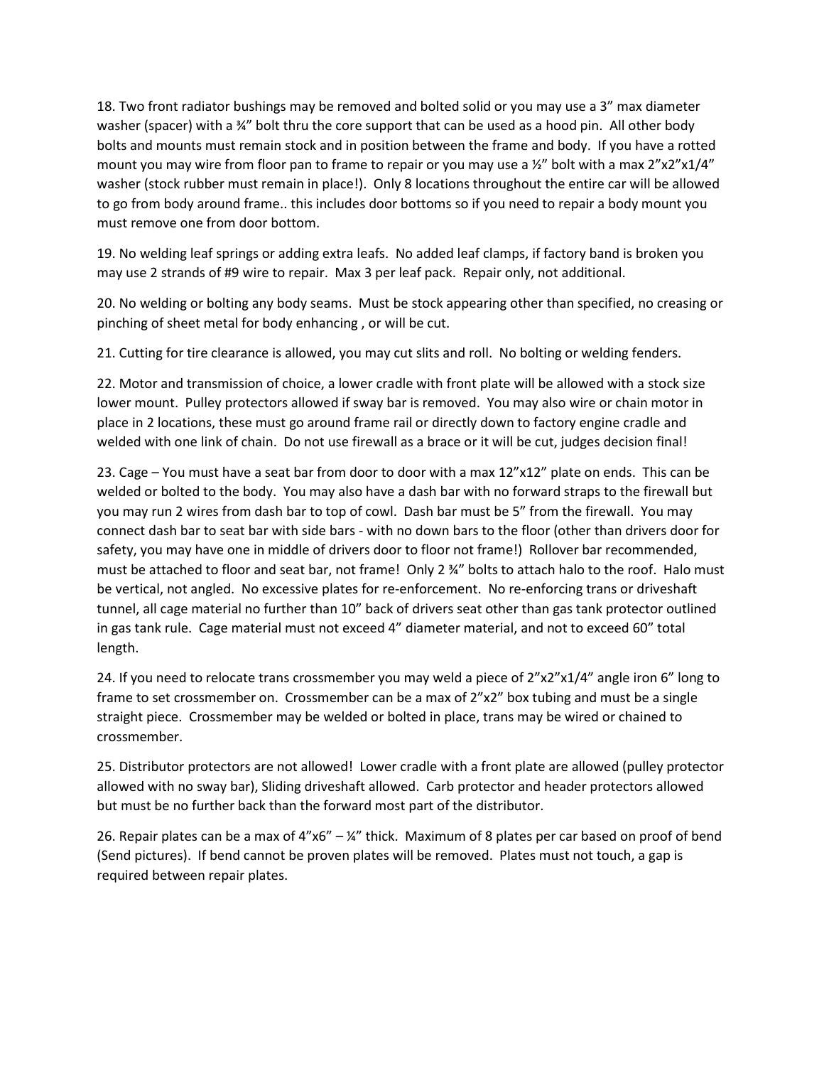18. Two front radiator bushings may be removed and bolted solid or you may use a 3" max diameter washer (spacer) with a ¾" bolt thru the core support that can be used as a hood pin. All other body bolts and mounts must remain stock and in position between the frame and body. If you have a rotted mount you may wire from floor pan to frame to repair or you may use a ½" bolt with a max 2"x2"x1/4" washer (stock rubber must remain in place!). Only 8 locations throughout the entire car will be allowed to go from body around frame.. this includes door bottoms so if you need to repair a body mount you must remove one from door bottom.

19. No welding leaf springs or adding extra leafs. No added leaf clamps, if factory band is broken you may use 2 strands of #9 wire to repair. Max 3 per leaf pack. Repair only, not additional.

20. No welding or bolting any body seams. Must be stock appearing other than specified, no creasing or pinching of sheet metal for body enhancing , or will be cut.

21. Cutting for tire clearance is allowed, you may cut slits and roll. No bolting or welding fenders.

22. Motor and transmission of choice, a lower cradle with front plate will be allowed with a stock size lower mount. Pulley protectors allowed if sway bar is removed. You may also wire or chain motor in place in 2 locations, these must go around frame rail or directly down to factory engine cradle and welded with one link of chain. Do not use firewall as a brace or it will be cut, judges decision final!

23. Cage – You must have a seat bar from door to door with a max 12"x12" plate on ends. This can be welded or bolted to the body. You may also have a dash bar with no forward straps to the firewall but you may run 2 wires from dash bar to top of cowl. Dash bar must be 5" from the firewall. You may connect dash bar to seat bar with side bars - with no down bars to the floor (other than drivers door for safety, you may have one in middle of drivers door to floor not frame!) Rollover bar recommended, must be attached to floor and seat bar, not frame! Only 2 ¾" bolts to attach halo to the roof. Halo must be vertical, not angled. No excessive plates for re-enforcement. No re-enforcing trans or driveshaft tunnel, all cage material no further than 10" back of drivers seat other than gas tank protector outlined in gas tank rule. Cage material must not exceed 4" diameter material, and not to exceed 60" total length.

24. If you need to relocate trans crossmember you may weld a piece of 2"x2"x1/4" angle iron 6" long to frame to set crossmember on. Crossmember can be a max of 2"x2" box tubing and must be a single straight piece. Crossmember may be welded or bolted in place, trans may be wired or chained to crossmember.

25. Distributor protectors are not allowed! Lower cradle with a front plate are allowed (pulley protector allowed with no sway bar), Sliding driveshaft allowed. Carb protector and header protectors allowed but must be no further back than the forward most part of the distributor.

26. Repair plates can be a max of 4"x6" – ¼" thick. Maximum of 8 plates per car based on proof of bend (Send pictures). If bend cannot be proven plates will be removed. Plates must not touch, a gap is required between repair plates.